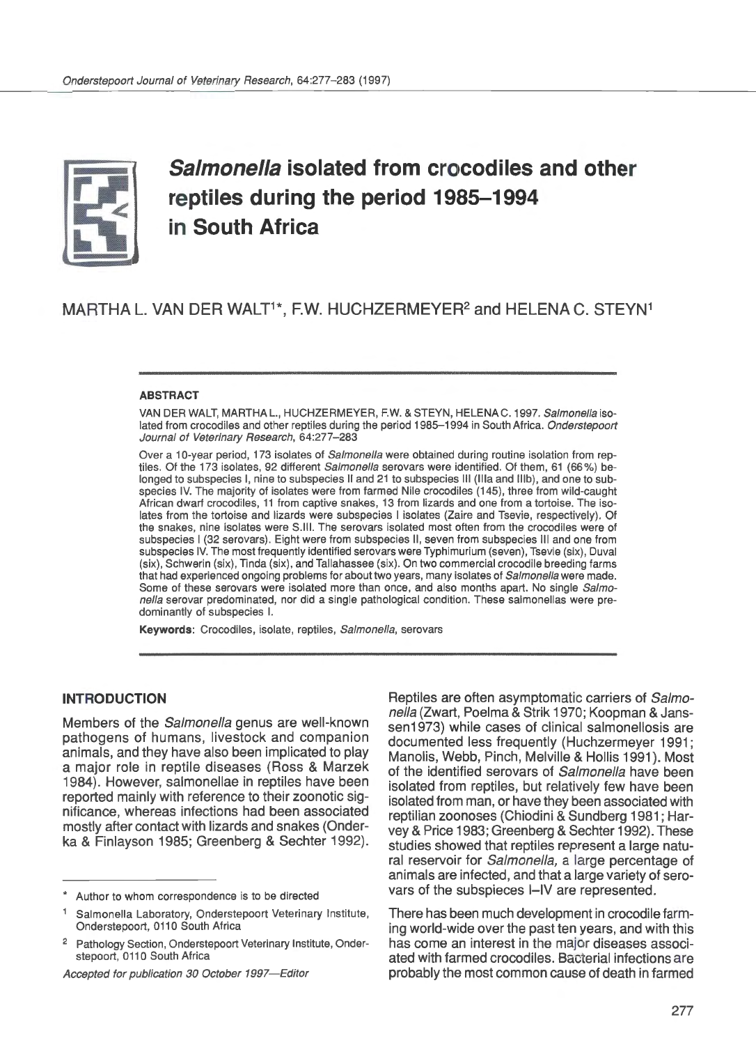# *Salmonella* isolated from crocodiles and other reptiles during the period 1985–1994 in South Africa

MARTHA L. VAN DER WALT[1]*, F.W. HUCHZERMEYER[2] and HELENA C. STEYN[1]

#### ABSTRACT

VAN DER WALT, MARTHA L., HUCHZERMEYER, F.W. & STEYN, HELENA C. 1997. *Salmonella* isolated from crocodiles and other reptiles during the period 1985–1994 in South Africa. *Onderstepoort Journal of Veterinary Research*, 64:277–283

Over a 10-year period, 173 isolates of *Salmonella* were obtained during routine isolation from reptiles. Of the 173 isolates, 92 different *Salmonella* serovars were identified. Of them, 61 (66%) belonged to subspecies I, nine to subspecies II and 21 to subspecies III (IIIa and IIIb), and one to subspecies IV. The majority of isolates were from farmed Nile crocodiles (145), three from wild-caught African dwarf crocodiles, 11 from captive snakes, 13 from lizards and one from a tortoise. The isolates from the tortoise and lizards were subspecies I isolates (Zaire and Tsevie, respectively). Of the snakes, nine isolates were S.III. The serovars isolated most often from the crocodiles were of subspecies I (32 serovars). Eight were from subspecies II, seven from subspecies III and one from subspecies IV. The most frequently identified serovars were Typhimurium (seven), Tsevie (six), Duval (six), Schwerin (six), Tinda (six), and Tallahassee (six). On two commercial crocodile breeding farms that had experienced ongoing problems for about two years, many isolates of *Salmonella* were made. Some of these serovars were isolated more than once, and also months apart. No single *Salmonella* serovar predominated, nor did a single pathological condition. These salmonellas were predominantly of subspecies I.

**Keywords:** Crocodiles, isolate, reptiles, *Salmonella*, serovars

## INTRODUCTION

Members of the *Salmonella* genus are well-known pathogens of humans, livestock and companion animals, and they have also been implicated to play a major role in reptile diseases (Ross & Marzek 1984). However, salmonellae in reptiles have been reported mainly with reference to their zoonotic significance, whereas infections had been associated mostly after contact with lizards and snakes (Onderka & Finlayson 1985; Greenberg & Sechter 1992).

Reptiles are often asymptomatic carriers of *Salmonella* (Zwart, Poelma & Strik 1970; Koopman & Janssen1973) while cases of clinical salmonellosis are documented less frequently (Huchzermeyer 1991; Manolis, Webb, Pinch, Melville & Hollis 1991). Most of the identified serovars of *Salmonella* have been isolated from reptiles, but relatively few have been isolated from man, or have they been associated with reptilian zoonoses (Chiodini & Sundberg 1981; Harvey & Price 1983; Greenberg & Sechter 1992). These studies showed that reptiles represent a large natural reservoir for *Salmonella,* a large percentage of animals are infected, and that a large variety of serovars of the subspieces I–IV are represented.

There has been much development in crocodile farming world-wide over the past ten years, and with this has come an interest in the major diseases associated with farmed crocodiles. Bacterial infections are probably the most common cause of death in farmed

---

\* Author to whom correspondence is to be directed

[1] Salmonella Laboratory, Onderstepoort Veterinary Institute, Onderstepoort, 0110 South Africa

[2] Pathology Section, Onderstepoort Veterinary Institute, Onderstepoort, 0110 South Africa

*Accepted for publication 30 October 1997—Editor*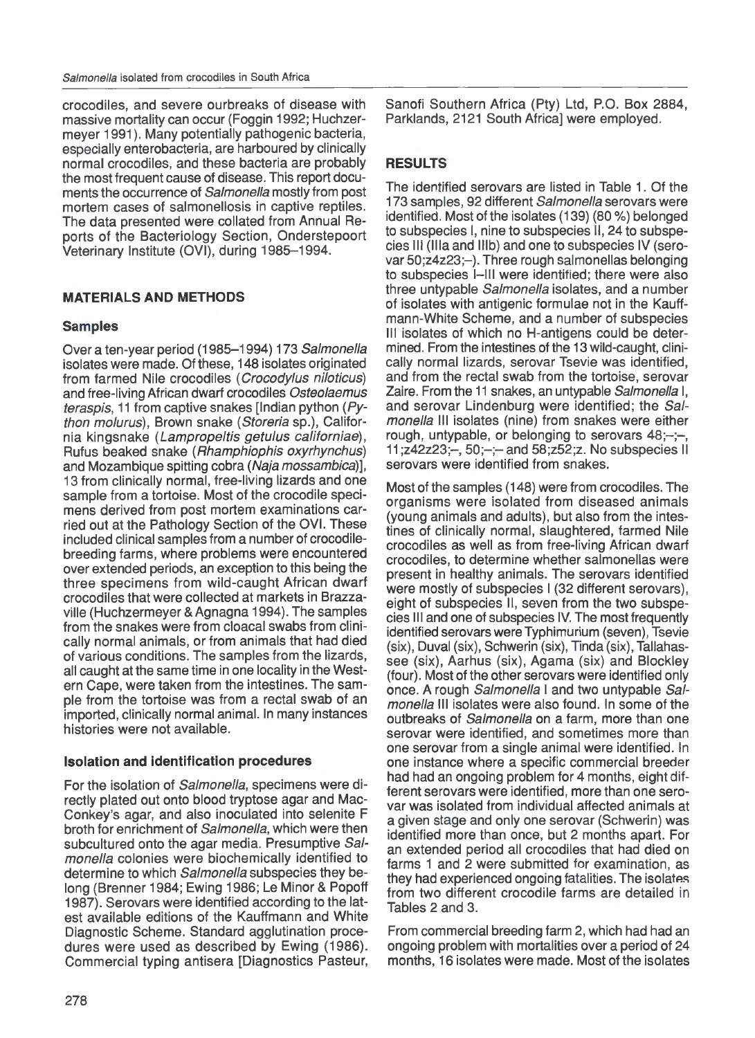crocodiles, and severe ourbreaks of disease with massive mortality can occur (Foggin 1992; Huchzermeyer 1991). Many potentially pathogenic bacteria, especially enterobacteria, are harboured by clinically normal crocodiles, and these bacteria are probably the most frequent cause of disease. This report documents the occurrence of *Salmonella* mostly from post mortem cases of salmonellosis in captive reptiles. The data presented were collated from Annual Reports of the Bacteriology Section, Onderstepoort Veterinary Institute (OVI), during 1985–1994.

## MATERIALS AND METHODS

### Samples

Over a ten-year period (1985–1994) 173 *Salmonella* isolates were made. Of these, 148 isolates originated from farmed Nile crocodiles (*Crocodylus niloticus*) and free-living African dwarf crocodiles *Osteolaemus teraspis*, 11 from captive snakes [Indian python (*Python molurus*), Brown snake (*Storeria* sp.), California kingsnake (*Lampropeltis getulus californiae*), Rufus beaked snake (*Rhamphiophis oxyrhynchus*) and Mozambique spitting cobra (*Naja mossambica*)], 13 from clinically normal, free-living lizards and one sample from a tortoise. Most of the crocodile specimens derived from post mortem examinations carried out at the Pathology Section of the OVI. These included clinical samples from a number of crocodile-breeding farms, where problems were encountered over extended periods, an exception to this being the three specimens from wild-caught African dwarf crocodiles that were collected at markets in Brazzaville (Huchzermeyer & Agnagna 1994). The samples from the snakes were from cloacal swabs from clinically normal animals, or from animals that had died of various conditions. The samples from the lizards, all caught at the same time in one locality in the Western Cape, were taken from the intestines. The sample from the tortoise was from a rectal swab of an imported, clinically normal animal. In many instances histories were not available.

### Isolation and identification procedures

For the isolation of *Salmonella*, specimens were directly plated out onto blood tryptose agar and MacConkey's agar, and also inoculated into selenite F broth for enrichment of *Salmonella*, which were then subcultured onto the agar media. Presumptive *Salmonella* colonies were biochemically identified to determine to which *Salmonella* subspecies they belong (Brenner 1984; Ewing 1986; Le Minor & Popoff 1987). Serovars were identified according to the latest available editions of the Kauffmann and White Diagnostic Scheme. Standard agglutination procedures were used as described by Ewing (1986). Commercial typing antisera [Diagnostics Pasteur, Sanofi Southern Africa (Pty) Ltd, P.O. Box 2884, Parklands, 2121 South Africa] were employed.

## RESULTS

The identified serovars are listed in Table 1. Of the 173 samples, 92 different *Salmonella* serovars were identified. Most of the isolates (139) (80 %) belonged to subspecies I, nine to subspecies II, 24 to subspecies III (IIIa and IIIb) and one to subspecies IV (serovar 50;z4z23;–). Three rough salmonellas belonging to subspecies I–III were identified; there were also three untypable *Salmonella* isolates, and a number of isolates with antigenic formulae not in the Kauffmann-White Scheme, and a number of subspecies III isolates of which no H-antigens could be determined. From the intestines of the 13 wild-caught, clinically normal lizards, serovar Tsevie was identified, and from the rectal swab from the tortoise, serovar Zaire. From the 11 snakes, an untypable *Salmonella* I, and serovar Lindenburg were identified; the *Salmonella* III isolates (nine) from snakes were either rough, untypable, or belonging to serovars 48;–;–, 11;z42z23;–, 50;–;– and 58;z52;z. No subspecies II serovars were identified from snakes.

Most of the samples (148) were from crocodiles. The organisms were isolated from diseased animals (young animals and adults), but also from the intestines of clinically normal, slaughtered, farmed Nile crocodiles as well as from free-living African dwarf crocodiles, to determine whether salmonellas were present in healthy animals. The serovars identified were mostly of subspecies I (32 different serovars), eight of subspecies II, seven from the two subspecies III and one of subspecies IV. The most frequently identified serovars were Typhimurium (seven), Tsevie (six), Duval (six), Schwerin (six), Tinda (six), Tallahassee (six), Aarhus (six), Agama (six) and Blockley (four). Most of the other serovars were identified only once. A rough *Salmonella* I and two untypable *Salmonella* III isolates were also found. In some of the outbreaks of *Salmonella* on a farm, more than one serovar were identified, and sometimes more than one serovar from a single animal were identified. In one instance where a specific commercial breeder had had an ongoing problem for 4 months, eight different serovars were identified, more than one serovar was isolated from individual affected animals at a given stage and only one serovar (Schwerin) was identified more than once, but 2 months apart. For an extended period all crocodiles that had died on farms 1 and 2 were submitted for examination, as they had experienced ongoing fatalities. The isolates from two different crocodile farms are detailed in Tables 2 and 3.

From commercial breeding farm 2, which had had an ongoing problem with mortalities over a period of 24 months, 16 isolates were made. Most of the isolates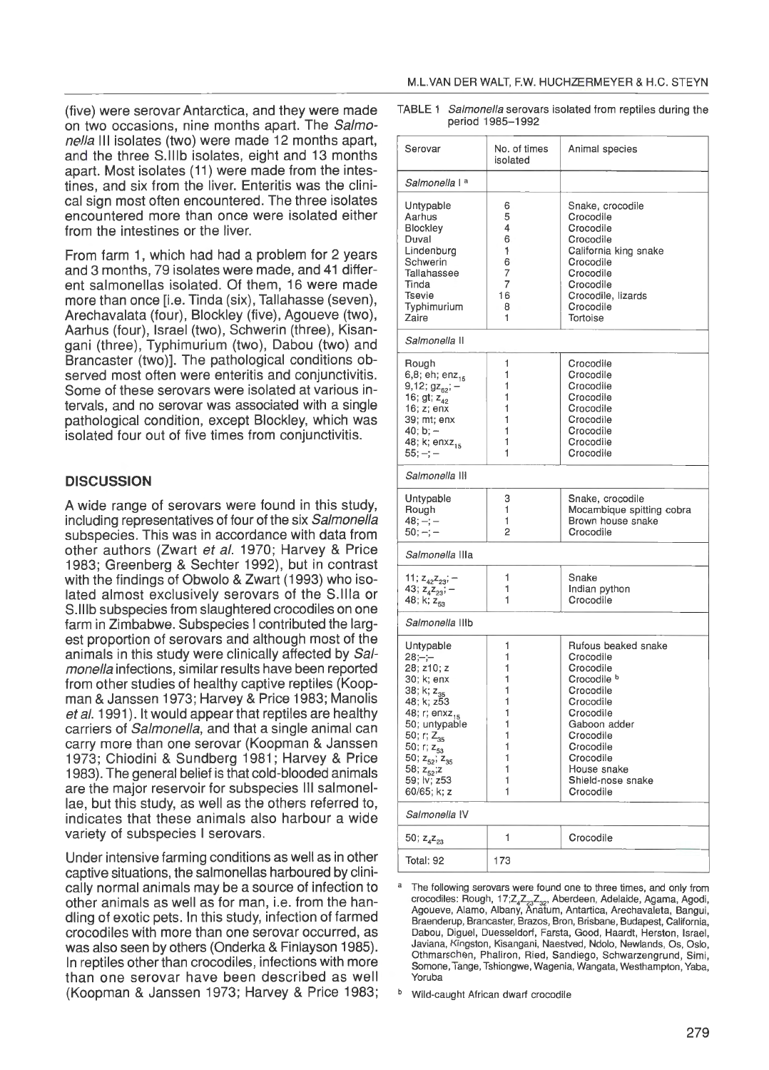(five) were serovar Antarctica, and they were made on two occasions, nine months apart. The *Salmonella* III isolates (two) were made 12 months apart, and the three S.IIIb isolates, eight and 13 months apart. Most isolates (11) were made from the intestines, and six from the liver. Enteritis was the clinical sign most often encountered. The three isolates encountered more than once were isolated either from the intestines or the liver.

From farm 1, which had had a problem for 2 years and 3 months, 79 isolates were made, and 41 different salmonellas isolated. Of them, 16 were made more than once [i.e. Tinda (six), Tallahasse (seven), Arechavalata (four), Blockley (five), Agoueve (two), Aarhus (four), Israel (two), Schwerin (three), Kisangani (three), Typhimurium (two), Dabou (two) and Brancaster (two)]. The pathological conditions observed most often were enteritis and conjunctivitis. Some of these serovars were isolated at various intervals, and no serovar was associated with a single pathological condition, except Blockley, which was isolated four out of five times from conjunctivitis.

## DISCUSSION

A wide range of serovars were found in this study, including representatives of four of the six *Salmonella* subspecies. This was in accordance with data from other authors (Zwart *et al.* 1970; Harvey & Price 1983; Greenberg & Sechter 1992), but in contrast with the findings of Obwolo & Zwart (1993) who isolated almost exclusively serovars of the S.IIIa or S.IIIb subspecies from slaughtered crocodiles on one farm in Zimbabwe. Subspecies I contributed the largest proportion of serovars and although most of the animals in this study were clinically affected by *Salmonella* infections, similar results have been reported from other studies of healthy captive reptiles (Koopman & Janssen 1973; Harvey & Price 1983; Manolis *et al.* 1991). It would appear that reptiles are healthy carriers of *Salmonella*, and that a single animal can carry more than one serovar (Koopman & Janssen 1973; Chiodini & Sundberg 1981; Harvey & Price 1983). The general belief is that cold-blooded animals are the major reservoir for subspecies III salmonellae, but this study, as well as the others referred to, indicates that these animals also harbour a wide variety of subspecies I serovars.

Under intensive farming conditions as well as in other captive situations, the salmonellas harboured by clinically normal animals may be a source of infection to other animals as well as for man, i.e. from the handling of exotic pets. In this study, infection of farmed crocodiles with more than one serovar occurred, as was also seen by others (Onderka & Finlayson 1985). In reptiles other than crocodiles, infections with more than one serovar have been described as well (Koopman & Janssen 1973; Harvey & Price 1983;

TABLE 1 *Salmonella* serovars isolated from reptiles during the period 1985–1992

| Serovar | No. of times isolated | Animal species |
|---|---|---|
| *Salmonella* I [a] | | |
| Untypable | 6 | Snake, crocodile |
| Aarhus | 5 | Crocodile |
| Blockley | 4 | Crocodile |
| Duval | 6 | Crocodile |
| Lindenburg | 1 | California king snake |
| Schwerin | 6 | Crocodile |
| Tallahassee | 7 | Crocodile |
| Tinda | 7 | Crocodile |
| Tsevie | 16 | Crocodile, lizards |
| Typhimurium | 8 | Crocodile |
| Zaire | 1 | Tortoise |
| *Salmonella* II | | |
| Rough | 1 | Crocodile |
| 6,8; eh; $enz_{15}$ | 1 | Crocodile |
| 9,12; $gz_{62}$; – | 1 | Crocodile |
| 16; gt; $z_{42}$ | 1 | Crocodile |
| 16; z; enx | 1 | Crocodile |
| 39; mt; enx | 1 | Crocodile |
| 40; b; – | 1 | Crocodile |
| 48; k; $enxz_{15}$ | 1 | Crocodile |
| 55; –; – | 1 | Crocodile |
| *Salmonella* III | | |
| Untypable | 3 | Snake, crocodile |
| Rough | 1 | Mocambique spitting cobra |
| 48; –; – | 1 | Brown house snake |
| 50; –; – | 2 | Crocodile |
| *Salmonella* IIIa | | |
| 11; $z_{42}z_{23}$; – | 1 | Snake |
| 43; $z_4z_{23}$; – | 1 | Indian python |
| 48; k; $z_{53}$ | 1 | Crocodile |
| *Salmonella* IIIb | | |
| Untypable | 1 | Rufous beaked snake |
| 28;–;– | 1 | Crocodile |
| 28; z10; z | 1 | Crocodile |
| 30; k; enx | 1 | Crocodile [b] |
| 38; k; $z_{35}$ | 1 | Crocodile |
| 48; k; z53 | 1 | Crocodile |
| 48; r; $enxz_{15}$ | 1 | Crocodile |
| 50; untypable | 1 | Gaboon adder |
| 50; r; $Z_{35}$ | 1 | Crocodile |
| 50; r; $z_{53}$ | 1 | Crocodile |
| 50; $z_{52}$; $z_{35}$ | 1 | Crocodile |
| 58; $z_{52}$;z | 1 | House snake |
| 59; lv; z53 | 1 | Shield-nose snake |
| 60/65; k; z | 1 | Crocodile |
| *Salmonella* IV | | |
| 50; $z_4z_{23}$ | 1 | Crocodile |
| Total: 92 | 173 | |

[a] The following serovars were found one to three times, and only from crocodiles: Rough, 17;$Z_4Z_{23}Z_{32}$, Aberdeen, Adelaide, Agama, Agodi, Agoueve, Alamo, Albany, Anatum, Antartica, Arechavaleta, Bangui, Braenderup, Brancaster, Brazos, Bron, Brisbane, Budapest, California, Dabou, Diguel, Duesseldorf, Farsta, Good, Haardt, Herston, Israel, Javiana, Kingston, Kisangani, Naestved, Ndolo, Newlands, Os, Oslo, Othmarschen, Phaliron, Ried, Sandiego, Schwarzengrund, Simi, Somone, Tange, Tshiongwe, Wagenia, Wangata, Westhampton, Yaba, Yoruba

[b] Wild-caught African dwarf crocodile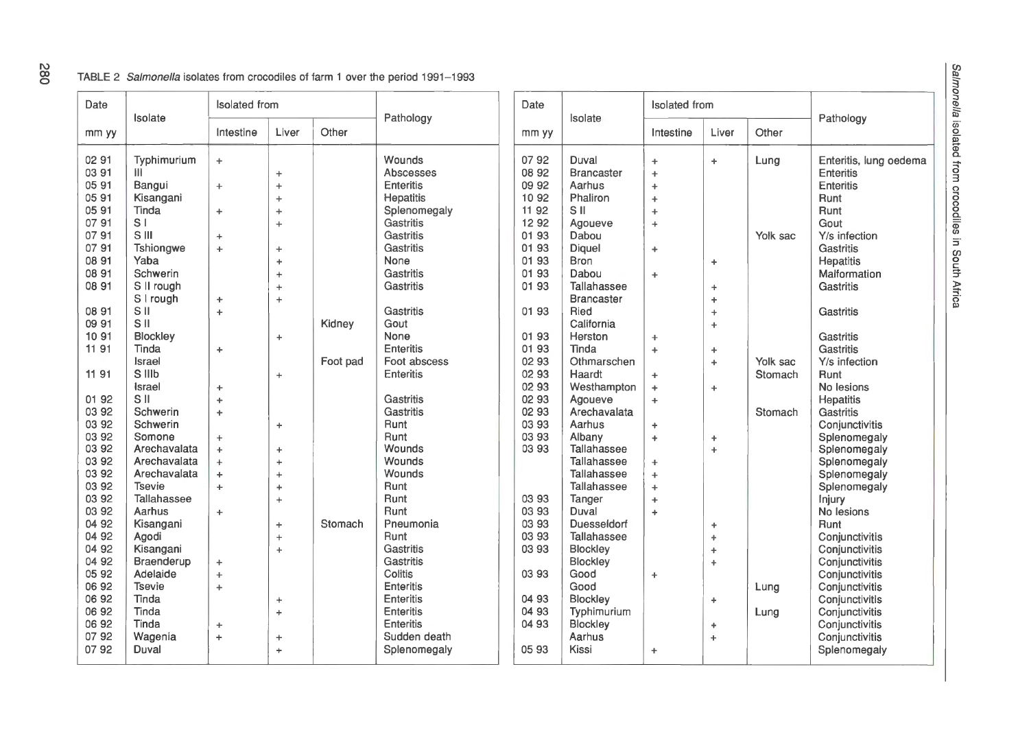TABLE 2 *Salmonella* isolates from crocodiles of farm 1 over the period 1991–1993

| Date mm yy | Isolate | Isolated from | | | Pathology |
|---|---|---|---|---|---|
| | | Intestine | Liver | Other | |
| 02 91 | Typhimurium | + | | | Wounds |
| 03 91 | III | | + | | Abscesses |
| 05 91 | Bangui | + | + | | Enteritis |
| 05 91 | Kisangani | | + | | Hepatitis |
| 05 91 | Tinda | + | + | | Splenomegaly |
| 07 91 | S I | | + | | Gastritis |
| 07 91 | S III | + | | | Gastritis |
| 07 91 | Tshiongwe | + | + | | Gastritis |
| 08 91 | Yaba | | + | | None |
| 08 91 | Schwerin | | + | | Gastritis |
| 08 91 | S II rough | | + | | Gastritis |
| | S I rough | + | + | | |
| 08 91 | S II | + | | | Gastritis |
| 09 91 | S II | | | Kidney | Gout |
| 10 91 | Blockley | | + | | None |
| 11 91 | Tinda | + | | | Enteritis |
| | Israel | | | Foot pad | Foot abscess |
| 11 91 | S IIIb | | + | | Enteritis |
| | Israel | + | | | |
| 01 92 | S II | + | | | Gastritis |
| 03 92 | Schwerin | + | | | Gastritis |
| 03 92 | Schwerin | | + | | Runt |
| 03 92 | Somone | + | | | Runt |
| 03 92 | Arechavalata | + | + | | Wounds |
| 03 92 | Arechavalata | + | + | | Wounds |
| 03 92 | Arechavalata | + | + | | Wounds |
| 03 92 | Tsevie | + | + | | Runt |
| 03 92 | Tallahassee | | + | | Runt |
| 03 92 | Aarhus | + | | | Runt |
| 04 92 | Kisangani | | + | Stomach | Pneumonia |
| 04 92 | Agodi | | + | | Runt |
| 04 92 | Kisangani | | + | | Gastritis |
| 04 92 | Braenderup | + | | | Gastritis |
| 05 92 | Adelaide | + | | | Colitis |
| 06 92 | Tsevie | + | | | Enteritis |
| 06 92 | Tinda | | + | | Enteritis |
| 06 92 | Tinda | | + | | Enteritis |
| 06 92 | Tinda | + | | | Enteritis |
| 07 92 | Wagenia | + | + | | Sudden death |
| 07 92 | Duval | | + | | Splenomegaly |
| 07 92 | Duval | + | + | Lung | Enteritis, lung oedema |
| 08 92 | Brancaster | + | | | Enteritis |
| 09 92 | Aarhus | + | | | Enteritis |
| 10 92 | Phaliron | + | | | Runt |
| 11 92 | S II | + | | | Runt |
| 12 92 | Agoueve | + | | | Gout |
| 01 93 | Dabou | | | Yolk sac | Y/s infection |
| 01 93 | Diquel | + | | | Gastritis |
| 01 93 | Bron | | + | | Hepatitis |
| 01 93 | Dabou | + | | | Malformation |
| 01 93 | Tallahassee | | + | | Gastritis |
| | Brancaster | | + | | |
| 01 93 | Ried | | + | | Gastritis |
| | California | | + | | |
| 01 93 | Herston | + | | | Gastritis |
| 01 93 | Tinda | + | + | | Gastritis |
| 02 93 | Othmarschen | | + | Yolk sac | Y/s infection |
| 02 93 | Haardt | + | | Stomach | Runt |
| 02 93 | Westhampton | + | + | | No lesions |
| 02 93 | Agoueve | + | | | Hepatitis |
| 02 93 | Arechavalata | | | Stomach | Gastritis |
| 03 93 | Aarhus | + | | | Conjunctivitis |
| 03 93 | Albany | + | + | | Splenomegaly |
| 03 93 | Tallahassee | | + | | Splenomegaly |
| | Tallahassee | + | | | Splenomegaly |
| | Tallahassee | + | | | Splenomegaly |
| | Tallahassee | + | | | Splenomegaly |
| 03 93 | Tanger | + | | | Injury |
| 03 93 | Duval | + | | | No lesions |
| 03 93 | Duesseldorf | | + | | Runt |
| 03 93 | Tallahassee | | + | | Conjunctivitis |
| 03 93 | Blockley | | + | | Conjunctivitis |
| | Blockley | | + | | Conjunctivitis |
| 03 93 | Good | + | | | Conjunctivitis |
| | Good | | | Lung | Conjunctivitis |
| 04 93 | Blockley | | + | | Conjunctivitis |
| 04 93 | Typhimurium | | | Lung | Conjunctivitis |
| 04 93 | Blockley | | + | | Conjunctivitis |
| | Aarhus | | + | | Conjunctivitis |
| 05 93 | Kissi | + | | | Splenomegaly |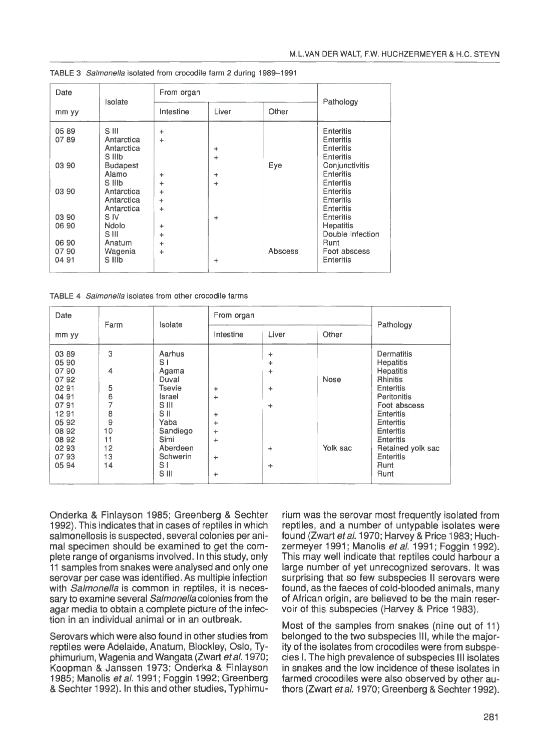TABLE 3 *Salmonella* isolated from crocodile farm 2 during 1989–1991

| Date | Isolate | From organ | | | Pathology |
|---|---|---|---|---|---|
| mm yy | | Intestine | Liver | Other | |
| 05 89 | S III | + | | | Enteritis |
| 07 89 | Antarctica | + | | | Enteritis |
| | Antarctica | | + | | Enteritis |
| | S IIIb | | + | | Enteritis |
| 03 90 | Budapest | | | Eye | Conjunctivitis |
| | Alamo | + | + | | Enteritis |
| | S IIIb | + | + | | Enteritis |
| 03 90 | Antarctica | + | | | Enteritis |
| | Antarctica | + | | | Enteritis |
| | Antarctica | + | | | Enteritis |
| 03 90 | S IV | | + | | Enteritis |
| 06 90 | Ndolo | + | | | Hepatitis |
| | S III | + | | | Double infection |
| 06 90 | Anatum | + | | | Runt |
| 07 90 | Wagenia | + | | Abscess | Foot abscess |
| 04 91 | S IIIb | | + | | Enteritis |

TABLE 4 *Salmonella* isolates from other crocodile farms

| Date | Farm | Isolate | From organ | | | Pathology |
|---|---|---|---|---|---|---|
| mm yy | | | Intestine | Liver | Other | |
| 03 89 | 3 | Aarhus | | + | | Dermatitis |
| 05 90 | | S I | | + | | Hepatitis |
| 07 90 | 4 | Agama | | + | | Hepatitis |
| 07 92 | | Duval | | | Nose | Rhinitis |
| 02 91 | 5 | Tsevie | + | + | | Enteritis |
| 04 91 | 6 | Israel | + | | | Peritonitis |
| 07 91 | 7 | S III | | + | | Foot abscess |
| 12 91 | 8 | S II | + | | | Enteritis |
| 05 92 | 9 | Yaba | + | | | Enteritis |
| 08 92 | 10 | Sandiego | + | | | Enteritis |
| 08 92 | 11 | Simi | + | | | Enteritis |
| 02 93 | 12 | Aberdeen | | + | Yolk sac | Retained yolk sac |
| 07 93 | 13 | Schwerin | + | | | Enteritis |
| 05 94 | 14 | S I | | + | | Runt |
| | | S III | + | | | Runt |

Onderka & Finlayson 1985; Greenberg & Sechter 1992). This indicates that in cases of reptiles in which salmonellosis is suspected, several colonies per animal specimen should be examined to get the complete range of organisms involved. In this study, only 11 samples from snakes were analysed and only one serovar per case was identified. As multiple infection with *Salmonella* is common in reptiles, it is necessary to examine several *Salmonella* colonies from the agar media to obtain a complete picture of the infection in an individual animal or in an outbreak.

Serovars which were also found in other studies from reptiles were Adelaide, Anatum, Blockley, Oslo, Typhimurium, Wagenia and Wangata (Zwart *et al.* 1970; Koopman & Janssen 1973; Onderka & Finlayson 1985; Manolis *et al.* 1991; Foggin 1992; Greenberg & Sechter 1992). In this and other studies, Typhimurium was the serovar most frequently isolated from reptiles, and a number of untypable isolates were found (Zwart *et al.* 1970; Harvey & Price 1983; Huchzermeyer 1991; Manolis *et al.* 1991; Foggin 1992). This may well indicate that reptiles could harbour a large number of yet unrecognized serovars. It was surprising that so few subspecies II serovars were found, as the faeces of cold-blooded animals, many of African origin, are believed to be the main reservoir of this subspecies (Harvey & Price 1983).

Most of the samples from snakes (nine out of 11) belonged to the two subspecies III, while the majority of the isolates from crocodiles were from subspecies I. The high prevalence of subspecies III isolates in snakes and the low incidence of these isolates in farmed crocodiles were also observed by other authors (Zwart *et al.* 1970; Greenberg & Sechter 1992).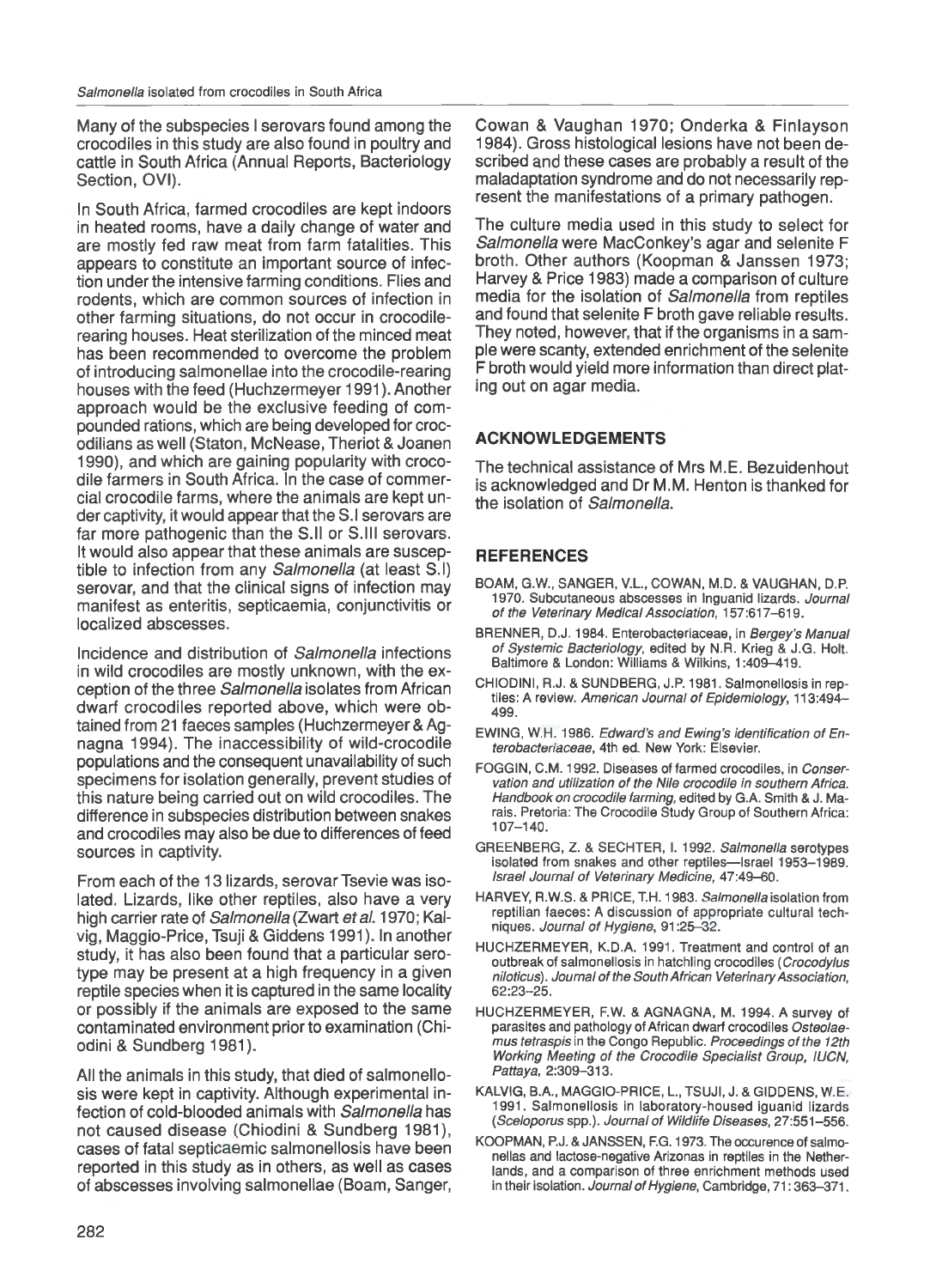Many of the subspecies I serovars found among the crocodiles in this study are also found in poultry and cattle in South Africa (Annual Reports, Bacteriology Section, OVI).

In South Africa, farmed crocodiles are kept indoors in heated rooms, have a daily change of water and are mostly fed raw meat from farm fatalities. This appears to constitute an important source of infection under the intensive farming conditions. Flies and rodents, which are common sources of infection in other farming situations, do not occur in crocodile-rearing houses. Heat sterilization of the minced meat has been recommended to overcome the problem of introducing salmonellae into the crocodile-rearing houses with the feed (Huchzermeyer 1991). Another approach would be the exclusive feeding of compounded rations, which are being developed for crocodilians as well (Staton, McNease, Theriot & Joanen 1990), and which are gaining popularity with crocodile farmers in South Africa. In the case of commercial crocodile farms, where the animals are kept under captivity, it would appear that the S.I serovars are far more pathogenic than the S.II or S.III serovars. It would also appear that these animals are susceptible to infection from any *Salmonella* (at least S.I) serovar, and that the clinical signs of infection may manifest as enteritis, septicaemia, conjunctivitis or localized abscesses.

Incidence and distribution of *Salmonella* infections in wild crocodiles are mostly unknown, with the exception of the three *Salmonella* isolates from African dwarf crocodiles reported above, which were obtained from 21 faeces samples (Huchzermeyer & Agnagna 1994). The inaccessibility of wild-crocodile populations and the consequent unavailability of such specimens for isolation generally, prevent studies of this nature being carried out on wild crocodiles. The difference in subspecies distribution between snakes and crocodiles may also be due to differences of feed sources in captivity.

From each of the 13 lizards, serovar Tsevie was isolated. Lizards, like other reptiles, also have a very high carrier rate of *Salmonella* (Zwart *et al.* 1970; Kalvig, Maggio-Price, Tsuji & Giddens 1991). In another study, it has also been found that a particular serotype may be present at a high frequency in a given reptile species when it is captured in the same locality or possibly if the animals are exposed to the same contaminated environment prior to examination (Chiodini & Sundberg 1981).

All the animals in this study, that died of salmonellosis were kept in captivity. Although experimental infection of cold-blooded animals with *Salmonella* has not caused disease (Chiodini & Sundberg 1981), cases of fatal septicaemic salmonellosis have been reported in this study as in others, as well as cases of abscesses involving salmonellae (Boam, Sanger, Cowan & Vaughan 1970; Onderka & Finlayson 1984). Gross histological lesions have not been described and these cases are probably a result of the maladaptation syndrome and do not necessarily represent the manifestations of a primary pathogen.

The culture media used in this study to select for *Salmonella* were MacConkey's agar and selenite F broth. Other authors (Koopman & Janssen 1973; Harvey & Price 1983) made a comparison of culture media for the isolation of *Salmonella* from reptiles and found that selenite F broth gave reliable results. They noted, however, that if the organisms in a sample were scanty, extended enrichment of the selenite F broth would yield more information than direct plating out on agar media.

## ACKNOWLEDGEMENTS

The technical assistance of Mrs M.E. Bezuidenhout is acknowledged and Dr M.M. Henton is thanked for the isolation of *Salmonella*.

## REFERENCES

BOAM, G.W., SANGER, V.L., COWAN, M.D. & VAUGHAN, D.P. 1970. Subcutaneous abscesses in Inguanid lizards. *Journal of the Veterinary Medical Association*, 157:617–619.

BRENNER, D.J. 1984. Enterobacteriaceae, in *Bergey's Manual of Systemic Bacteriology*, edited by N.R. Krieg & J.G. Holt. Baltimore & London: Williams & Wilkins, 1:409–419.

CHIODINI, R.J. & SUNDBERG, J.P. 1981. Salmonellosis in reptiles: A review. *American Journal of Epidemiology*, 113:494–499.

EWING, W.H. 1986. *Edward's and Ewing's identification of Enterobacteriaceae*, 4th ed. New York: Elsevier.

FOGGIN, C.M. 1992. Diseases of farmed crocodiles, in *Conservation and utilization of the Nile crocodile in southern Africa. Handbook on crocodile farming*, edited by G.A. Smith & J. Marais. Pretoria: The Crocodile Study Group of Southern Africa: 107–140.

GREENBERG, Z. & SECHTER, I. 1992. *Salmonella* serotypes isolated from snakes and other reptiles—Israel 1953–1989. *Israel Journal of Veterinary Medicine*, 47:49–60.

HARVEY, R.W.S. & PRICE, T.H. 1983. *Salmonella* isolation from reptilian faeces: A discussion of appropriate cultural techniques. *Journal of Hygiene*, 91:25–32.

HUCHZERMEYER, K.D.A. 1991. Treatment and control of an outbreak of salmonellosis in hatchling crocodiles (*Crocodylus niloticus*). *Journal of the South African Veterinary Association*, 62:23–25.

HUCHZERMEYER, F.W. & AGNAGNA, M. 1994. A survey of parasites and pathology of African dwarf crocodiles *Osteolaemus tetraspis* in the Congo Republic. *Proceedings of the 12th Working Meeting of the Crocodile Specialist Group, IUCN, Pattaya*, 2:309–313.

KALVIG, B.A., MAGGIO-PRICE, L., TSUJI, J. & GIDDENS, W.E. 1991. Salmonellosis in laboratory-housed iguanid lizards (*Sceloporus* spp.). *Journal of Wildlife Diseases*, 27:551–556.

KOOPMAN, P.J. & JANSSEN, F.G. 1973. The occurence of salmonellas and lactose-negative Arizonas in reptiles in the Netherlands, and a comparison of three enrichment methods used in their isolation. *Journal of Hygiene*, Cambridge, 71:363–371.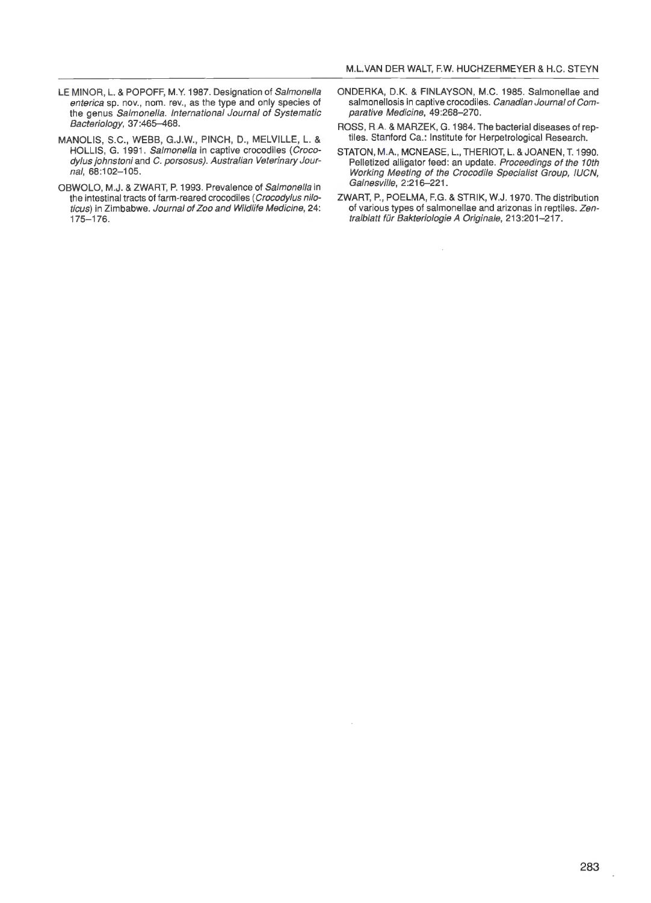LE MINOR, L. & POPOFF, M.Y. 1987. Designation of *Salmonella enterica* sp. nov., nom. rev., as the type and only species of the genus *Salmonella*. *International Journal of Systematic Bacteriology*, 37:465–468.

MANOLIS, S.C., WEBB, G.J.W., PINCH, D., MELVILLE, L. & HOLLIS, G. 1991. *Salmonella* in captive crocodiles (*Crocodylus johnstoni* and *C. porsosus*). *Australian Veterinary Journal*, 68:102–105.

OBWOLO, M.J. & ZWART, P. 1993. Prevalence of *Salmonella* in the intestinal tracts of farm-reared crocodiles (*Crocodylus niloticus*) in Zimbabwe. *Journal of Zoo and Wildlife Medicine*, 24: 175–176.

ONDERKA, D.K. & FINLAYSON, M.C. 1985. Salmonellae and salmonellosis in captive crocodiles. *Canadian Journal of Comparative Medicine*, 49:268–270.

ROSS, R.A. & MARZEK, G. 1984. The bacterial diseases of reptiles. Stanford Ca.: Institute for Herpetrological Research.

STATON, M.A., MCNEASE, L., THERIOT, L. & JOANEN, T. 1990. Pelletized alligator feed: an update. *Proceedings of the 10th Working Meeting of the Crocodile Specialist Group, IUCN, Gainesville*, 2:216–221.

ZWART, P., POELMA, F.G. & STRIK, W.J. 1970. The distribution of various types of salmonellae and arizonas in reptiles. *Zentralblatt für Bakteriologie A Originale*, 213:201–217.